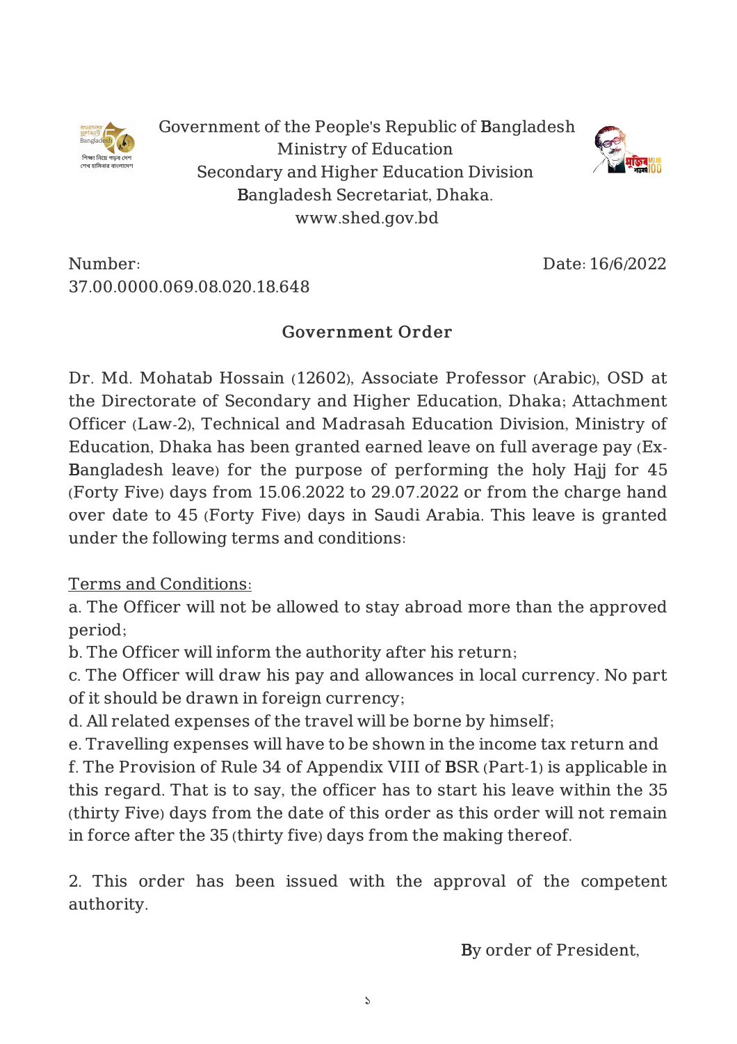Government of the People's Republic of Bangladesh
Ministry of Education
Secondary and Higher Education Division
Bangladesh Secretariat, Dhaka.
www.shed.gov.bd

Number: 37.00.0000.069.08.020.18.648

Date: 16/6/2022

## Government Order

Dr. Md. Mohatab Hossain (12602), Associate Professor (Arabic), OSD at the Directorate of Secondary and Higher Education, Dhaka; Attachment Officer (Law-2), Technical and Madrasah Education Division, Ministry of Education, Dhaka has been granted earned leave on full average pay (Ex-Bangladesh leave) for the purpose of performing the holy Hajj for 45 (Forty Five) days from 15.06.2022 to 29.07.2022 or from the charge hand over date to 45 (Forty Five) days in Saudi Arabia. This leave is granted under the following terms and conditions:

Terms and Conditions:

a. The Officer will not be allowed to stay abroad more than the approved period;
b. The Officer will inform the authority after his return;
c. The Officer will draw his pay and allowances in local currency. No part of it should be drawn in foreign currency;
d. All related expenses of the travel will be borne by himself;
e. Travelling expenses will have to be shown in the income tax return and
f. The Provision of Rule 34 of Appendix VIII of BSR (Part-1) is applicable in this regard. That is to say, the officer has to start his leave within the 35 (thirty Five) days from the date of this order as this order will not remain in force after the 35 (thirty five) days from the making thereof.

2. This order has been issued with the approval of the competent authority.

By order of President,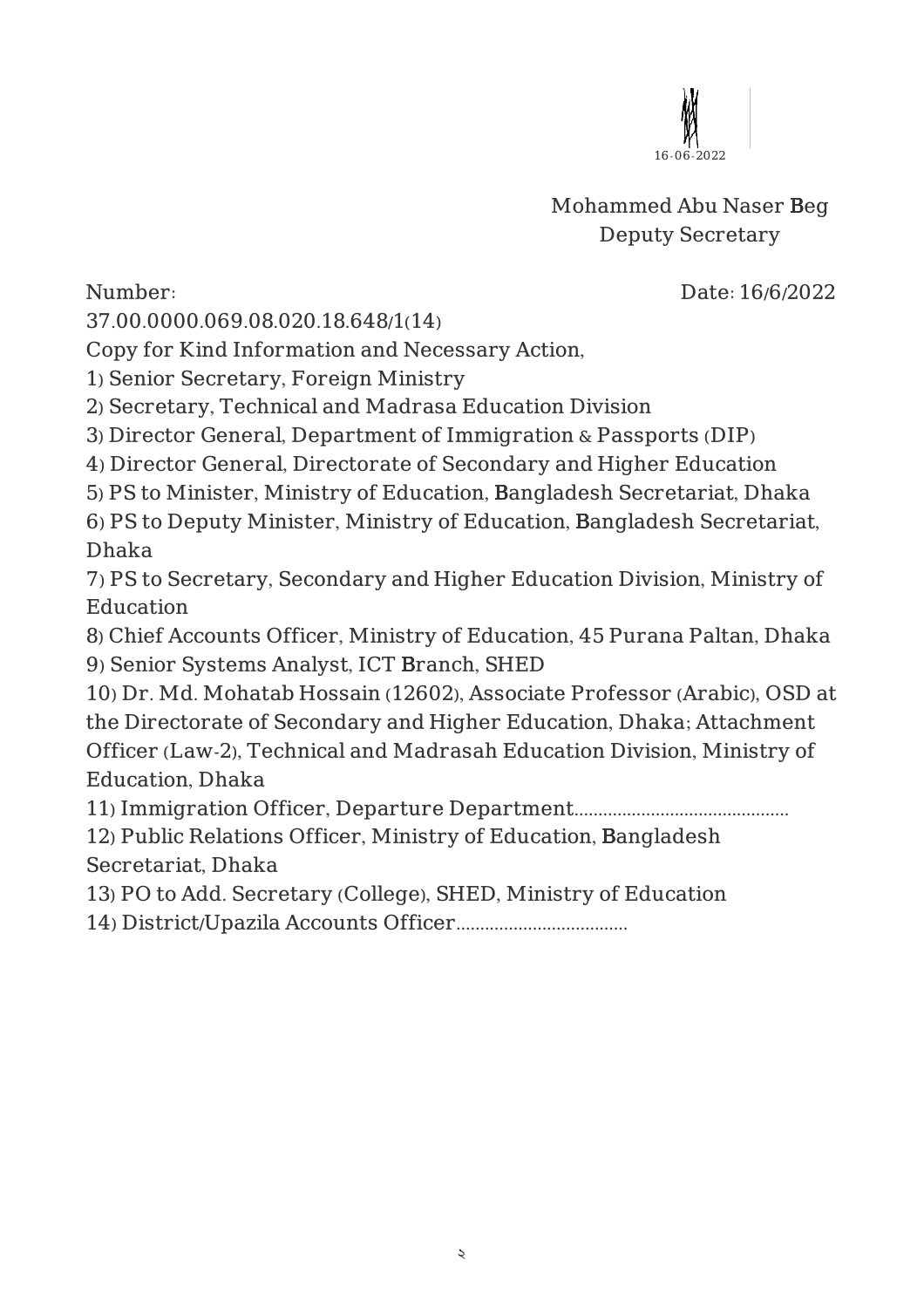16-06-2022

Mohammed Abu Naser Beg
Deputy Secretary

Number: 37.00.0000.069.08.020.18.648/1(14)

Date: 16/6/2022

Copy for Kind Information and Necessary Action,

1) Senior Secretary, Foreign Ministry
2) Secretary, Technical and Madrasa Education Division
3) Director General, Department of Immigration & Passports (DIP)
4) Director General, Directorate of Secondary and Higher Education
5) PS to Minister, Ministry of Education, Bangladesh Secretariat, Dhaka
6) PS to Deputy Minister, Ministry of Education, Bangladesh Secretariat, Dhaka
7) PS to Secretary, Secondary and Higher Education Division, Ministry of Education
8) Chief Accounts Officer, Ministry of Education, 45 Purana Paltan, Dhaka
9) Senior Systems Analyst, ICT Branch, SHED
10) Dr. Md. Mohatab Hossain (12602), Associate Professor (Arabic), OSD at the Directorate of Secondary and Higher Education, Dhaka; Attachment Officer (Law-2), Technical and Madrasah Education Division, Ministry of Education, Dhaka
11) Immigration Officer, Departure Department.............................................
12) Public Relations Officer, Ministry of Education, Bangladesh Secretariat, Dhaka
13) PO to Add. Secretary (College), SHED, Ministry of Education
14) District/Upazila Accounts Officer....................................